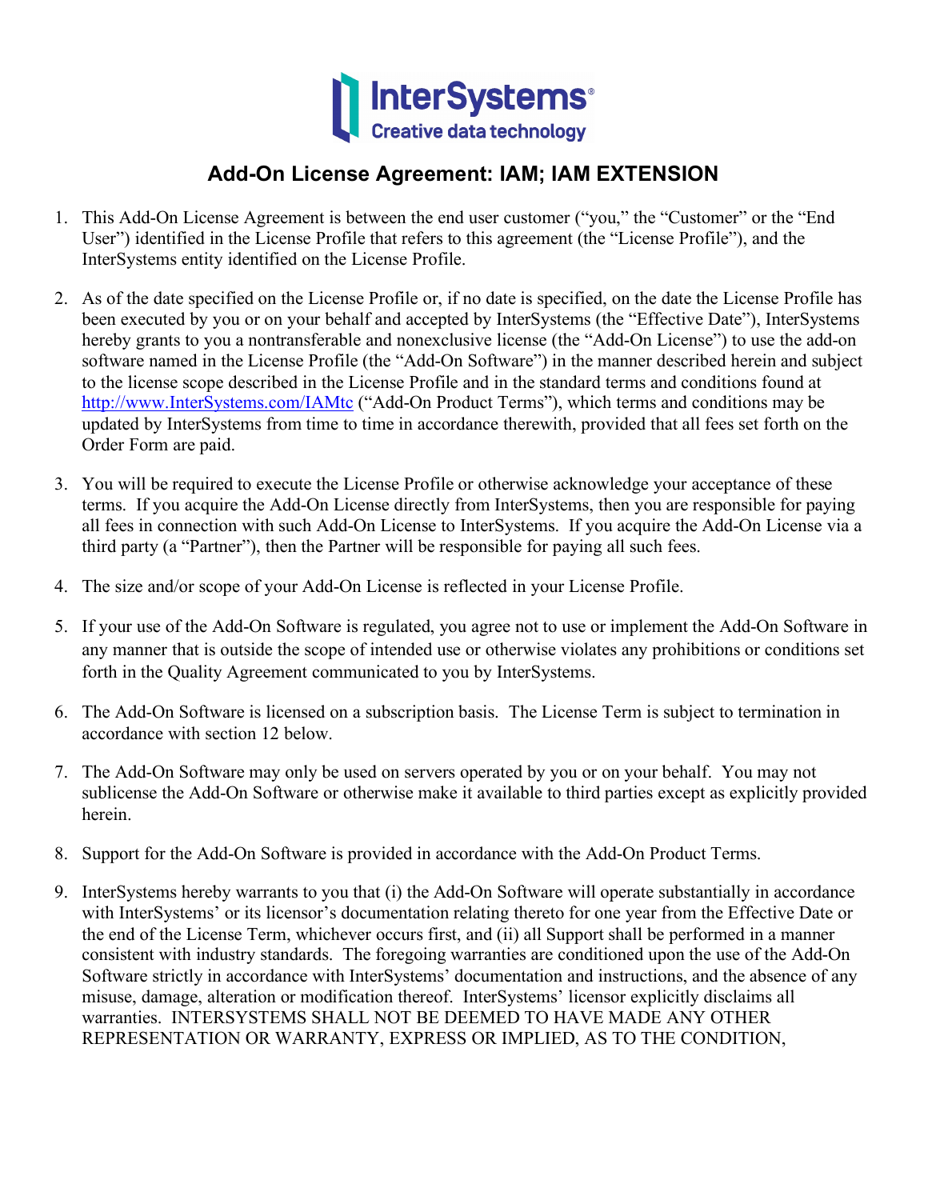# Add-On License Agreement: IAM; IAM EXTENSION

1. This Add-On License Agreement is between the end user customer ("you," the "Customer" or the "End User") identified in the License Profile that refers to this agreement (the "License Profile"), and the InterSystems entity identified on the License Profile.

2. As of the date specified on the License Profile or, if no date is specified, on the date the License Profile has been executed by you or on your behalf and accepted by InterSystems (the "Effective Date"), InterSystems hereby grants to you a nontransferable and nonexclusive license (the "Add-On License") to use the add-on software named in the License Profile (the "Add-On Software") in the manner described herein and subject to the license scope described in the License Profile and in the standard terms and conditions found at [http://www.InterSystems.com/IAMtc](http://www.InterSystems.com/IAMtc) ("Add-On Product Terms"), which terms and conditions may be updated by InterSystems from time to time in accordance therewith, provided that all fees set forth on the Order Form are paid.

3. You will be required to execute the License Profile or otherwise acknowledge your acceptance of these terms. If you acquire the Add-On License directly from InterSystems, then you are responsible for paying all fees in connection with such Add-On License to InterSystems. If you acquire the Add-On License via a third party (a "Partner"), then the Partner will be responsible for paying all such fees.

4. The size and/or scope of your Add-On License is reflected in your License Profile.

5. If your use of the Add-On Software is regulated, you agree not to use or implement the Add-On Software in any manner that is outside the scope of intended use or otherwise violates any prohibitions or conditions set forth in the Quality Agreement communicated to you by InterSystems.

6. The Add-On Software is licensed on a subscription basis. The License Term is subject to termination in accordance with section 12 below.

7. The Add-On Software may only be used on servers operated by you or on your behalf. You may not sublicense the Add-On Software or otherwise make it available to third parties except as explicitly provided herein.

8. Support for the Add-On Software is provided in accordance with the Add-On Product Terms.

9. InterSystems hereby warrants to you that (i) the Add-On Software will operate substantially in accordance with InterSystems' or its licensor's documentation relating thereto for one year from the Effective Date or the end of the License Term, whichever occurs first, and (ii) all Support shall be performed in a manner consistent with industry standards. The foregoing warranties are conditioned upon the use of the Add-On Software strictly in accordance with InterSystems' documentation and instructions, and the absence of any misuse, damage, alteration or modification thereof. InterSystems' licensor explicitly disclaims all warranties. INTERSYSTEMS SHALL NOT BE DEEMED TO HAVE MADE ANY OTHER REPRESENTATION OR WARRANTY, EXPRESS OR IMPLIED, AS TO THE CONDITION,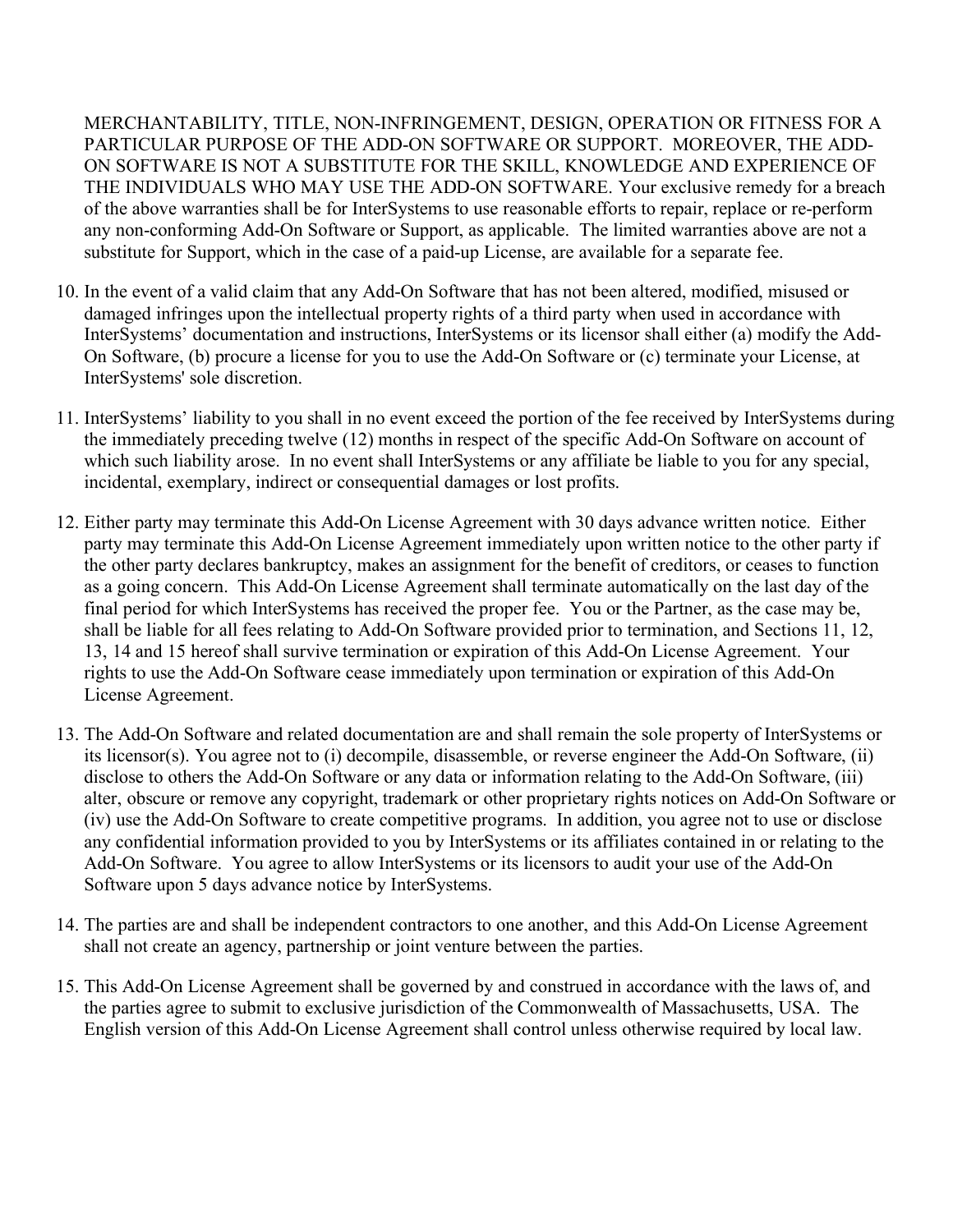MERCHANTABILITY, TITLE, NON-INFRINGEMENT, DESIGN, OPERATION OR FITNESS FOR A PARTICULAR PURPOSE OF THE ADD-ON SOFTWARE OR SUPPORT. MOREOVER, THE ADD-ON SOFTWARE IS NOT A SUBSTITUTE FOR THE SKILL, KNOWLEDGE AND EXPERIENCE OF THE INDIVIDUALS WHO MAY USE THE ADD-ON SOFTWARE. Your exclusive remedy for a breach of the above warranties shall be for InterSystems to use reasonable efforts to repair, replace or re-perform any non-conforming Add-On Software or Support, as applicable. The limited warranties above are not a substitute for Support, which in the case of a paid-up License, are available for a separate fee.

10. In the event of a valid claim that any Add-On Software that has not been altered, modified, misused or damaged infringes upon the intellectual property rights of a third party when used in accordance with InterSystems' documentation and instructions, InterSystems or its licensor shall either (a) modify the Add-On Software, (b) procure a license for you to use the Add-On Software or (c) terminate your License, at InterSystems' sole discretion.

11. InterSystems' liability to you shall in no event exceed the portion of the fee received by InterSystems during the immediately preceding twelve (12) months in respect of the specific Add-On Software on account of which such liability arose. In no event shall InterSystems or any affiliate be liable to you for any special, incidental, exemplary, indirect or consequential damages or lost profits.

12. Either party may terminate this Add-On License Agreement with 30 days advance written notice. Either party may terminate this Add-On License Agreement immediately upon written notice to the other party if the other party declares bankruptcy, makes an assignment for the benefit of creditors, or ceases to function as a going concern. This Add-On License Agreement shall terminate automatically on the last day of the final period for which InterSystems has received the proper fee. You or the Partner, as the case may be, shall be liable for all fees relating to Add-On Software provided prior to termination, and Sections 11, 12, 13, 14 and 15 hereof shall survive termination or expiration of this Add-On License Agreement. Your rights to use the Add-On Software cease immediately upon termination or expiration of this Add-On License Agreement.

13. The Add-On Software and related documentation are and shall remain the sole property of InterSystems or its licensor(s). You agree not to (i) decompile, disassemble, or reverse engineer the Add-On Software, (ii) disclose to others the Add-On Software or any data or information relating to the Add-On Software, (iii) alter, obscure or remove any copyright, trademark or other proprietary rights notices on Add-On Software or (iv) use the Add-On Software to create competitive programs. In addition, you agree not to use or disclose any confidential information provided to you by InterSystems or its affiliates contained in or relating to the Add-On Software. You agree to allow InterSystems or its licensors to audit your use of the Add-On Software upon 5 days advance notice by InterSystems.

14. The parties are and shall be independent contractors to one another, and this Add-On License Agreement shall not create an agency, partnership or joint venture between the parties.

15. This Add-On License Agreement shall be governed by and construed in accordance with the laws of, and the parties agree to submit to exclusive jurisdiction of the Commonwealth of Massachusetts, USA. The English version of this Add-On License Agreement shall control unless otherwise required by local law.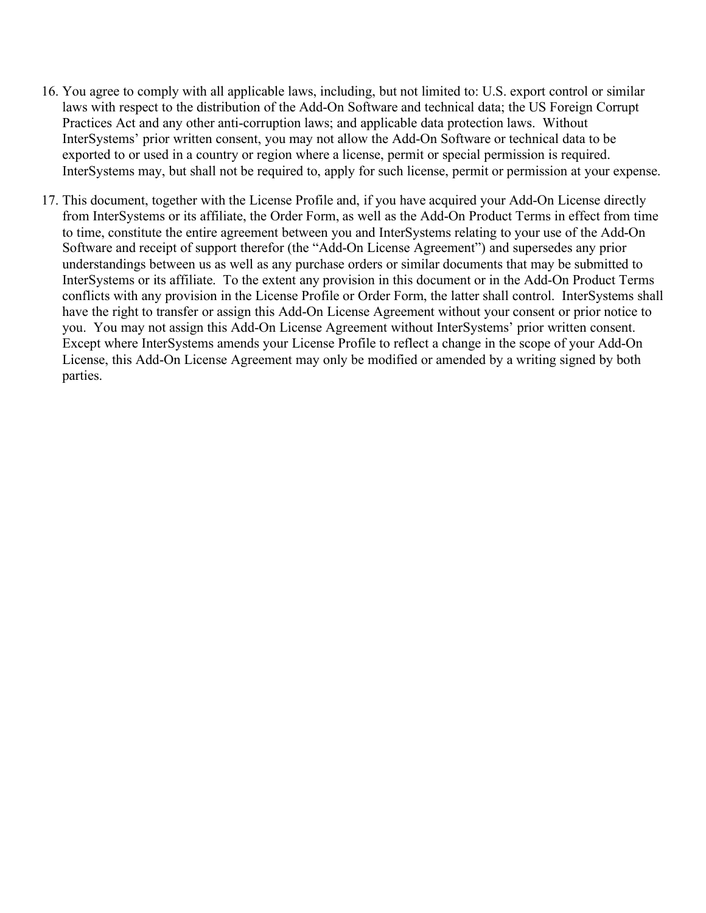16. You agree to comply with all applicable laws, including, but not limited to: U.S. export control or similar laws with respect to the distribution of the Add-On Software and technical data; the US Foreign Corrupt Practices Act and any other anti-corruption laws; and applicable data protection laws. Without InterSystems' prior written consent, you may not allow the Add-On Software or technical data to be exported to or used in a country or region where a license, permit or special permission is required. InterSystems may, but shall not be required to, apply for such license, permit or permission at your expense.

17. This document, together with the License Profile and, if you have acquired your Add-On License directly from InterSystems or its affiliate, the Order Form, as well as the Add-On Product Terms in effect from time to time, constitute the entire agreement between you and InterSystems relating to your use of the Add-On Software and receipt of support therefor (the "Add-On License Agreement") and supersedes any prior understandings between us as well as any purchase orders or similar documents that may be submitted to InterSystems or its affiliate. To the extent any provision in this document or in the Add-On Product Terms conflicts with any provision in the License Profile or Order Form, the latter shall control. InterSystems shall have the right to transfer or assign this Add-On License Agreement without your consent or prior notice to you. You may not assign this Add-On License Agreement without InterSystems' prior written consent. Except where InterSystems amends your License Profile to reflect a change in the scope of your Add-On License, this Add-On License Agreement may only be modified or amended by a writing signed by both parties.